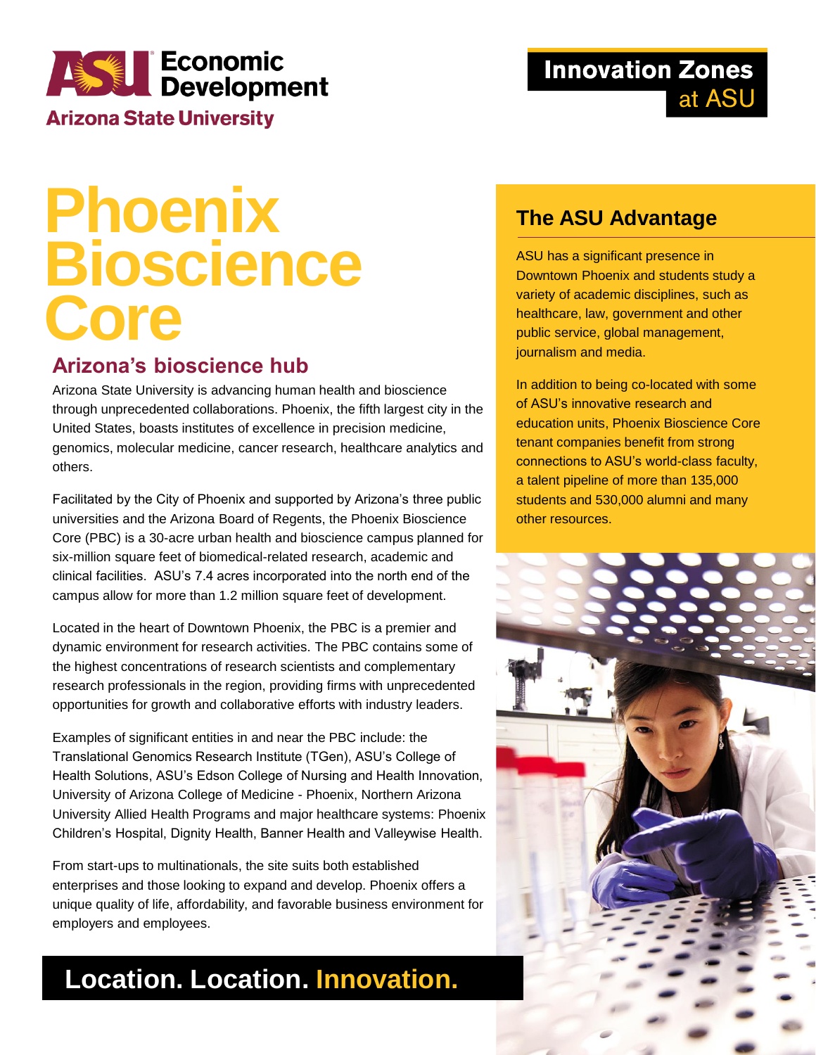ASU Economic Development
Arizona State University

Innovation Zones at ASU

# Phoenix Bioscience Core

## Arizona's bioscience hub

Arizona State University is advancing human health and bioscience through unprecedented collaborations. Phoenix, the fifth largest city in the United States, boasts institutes of excellence in precision medicine, genomics, molecular medicine, cancer research, healthcare analytics and others.

Facilitated by the City of Phoenix and supported by Arizona's three public universities and the Arizona Board of Regents, the Phoenix Bioscience Core (PBC) is a 30-acre urban health and bioscience campus planned for six-million square feet of biomedical-related research, academic and clinical facilities. ASU's 7.4 acres incorporated into the north end of the campus allow for more than 1.2 million square feet of development.

Located in the heart of Downtown Phoenix, the PBC is a premier and dynamic environment for research activities. The PBC contains some of the highest concentrations of research scientists and complementary research professionals in the region, providing firms with unprecedented opportunities for growth and collaborative efforts with industry leaders.

Examples of significant entities in and near the PBC include: the Translational Genomics Research Institute (TGen), ASU's College of Health Solutions, ASU's Edson College of Nursing and Health Innovation, University of Arizona College of Medicine - Phoenix, Northern Arizona University Allied Health Programs and major healthcare systems: Phoenix Children's Hospital, Dignity Health, Banner Health and Valleywise Health.

From start-ups to multinationals, the site suits both established enterprises and those looking to expand and develop. Phoenix offers a unique quality of life, affordability, and favorable business environment for employers and employees.

**Location. Location. Innovation.**

## The ASU Advantage

ASU has a significant presence in Downtown Phoenix and students study a variety of academic disciplines, such as healthcare, law, government and other public service, global management, journalism and media.

In addition to being co-located with some of ASU's innovative research and education units, Phoenix Bioscience Core tenant companies benefit from strong connections to ASU's world-class faculty, a talent pipeline of more than 135,000 students and 530,000 alumni and many other resources.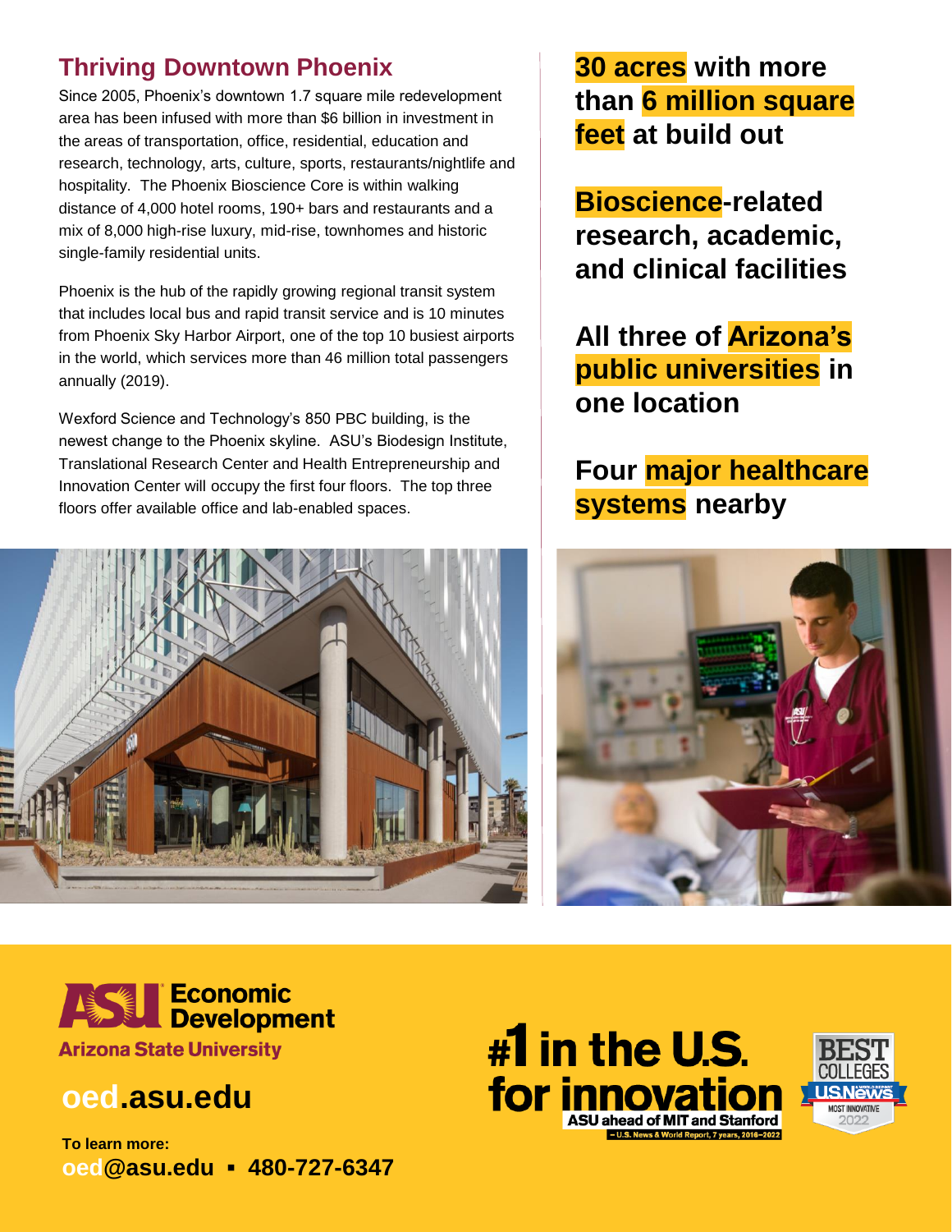## Thriving Downtown Phoenix

Since 2005, Phoenix's downtown 1.7 square mile redevelopment area has been infused with more than $6 billion in investment in the areas of transportation, office, residential, education and research, technology, arts, culture, sports, restaurants/nightlife and hospitality. The Phoenix Bioscience Core is within walking distance of 4,000 hotel rooms, 190+ bars and restaurants and a mix of 8,000 high-rise luxury, mid-rise, townhomes and historic single-family residential units.

Phoenix is the hub of the rapidly growing regional transit system that includes local bus and rapid transit service and is 10 minutes from Phoenix Sky Harbor Airport, one of the top 10 busiest airports in the world, which services more than 46 million total passengers annually (2019).

Wexford Science and Technology's 850 PBC building, is the newest change to the Phoenix skyline. ASU's Biodesign Institute, Translational Research Center and Health Entrepreneurship and Innovation Center will occupy the first four floors. The top three floors offer available office and lab-enabled spaces.

**30 acres with more than 6 million square feet at build out**

**Bioscience-related research, academic, and clinical facilities**

**All three of Arizona's public universities in one location**

**Four major healthcare systems nearby**

**ASU Economic Development**
**Arizona State University**

**oed.asu.edu**

**To learn more:**
**oed@asu.edu ▪ 480-727-6347**

**#1 in the U.S. for innovation**
**ASU ahead of MIT and Stanford**
– U.S. News & World Report, 7 years, 2016–2022

BEST COLLEGES
US News & World Report
MOST INNOVATIVE 2022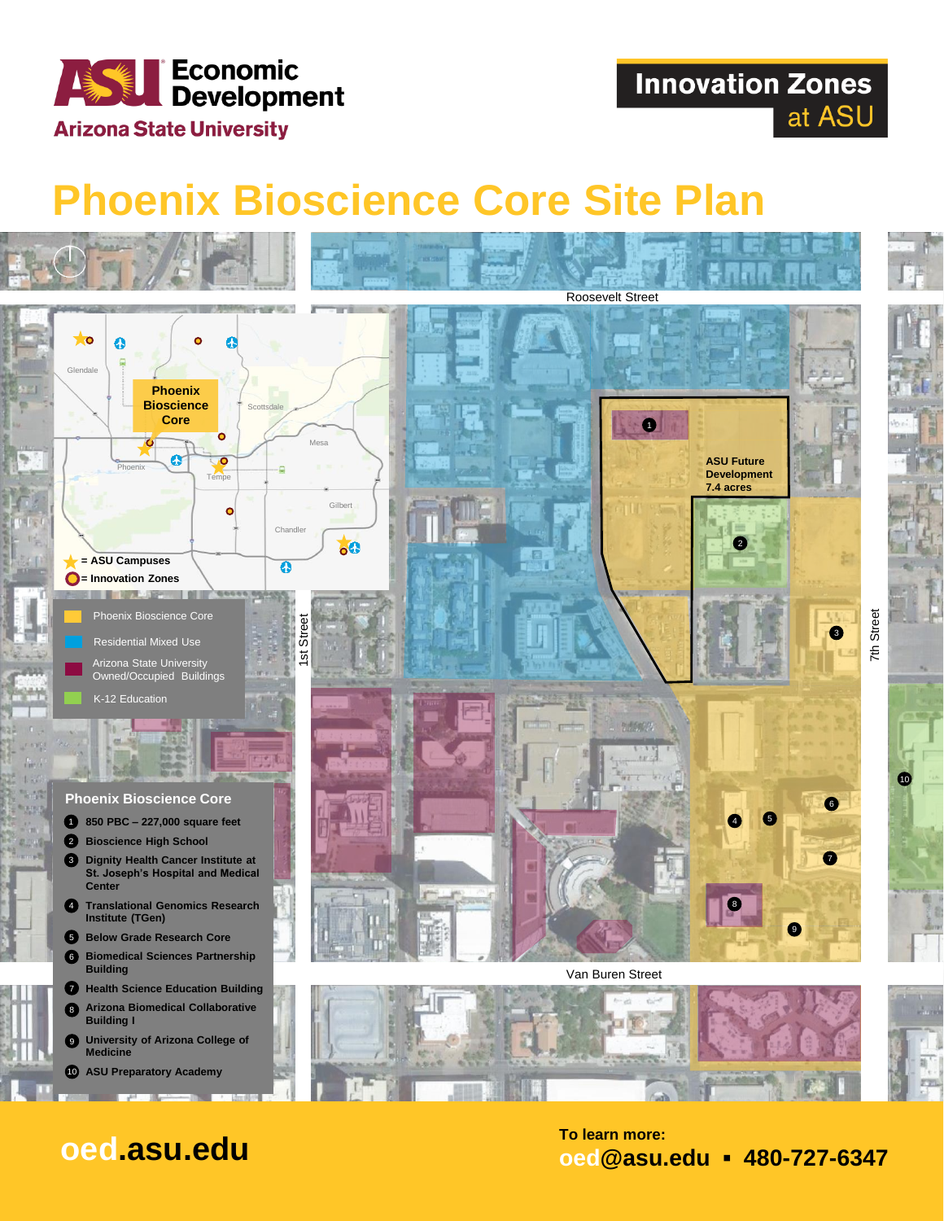ASU Economic Development
Arizona State University

Innovation Zones at ASU

# Phoenix Bioscience Core Site Plan

Roosevelt Street

1st Street

7th Street

Van Buren Street

ASU Future Development
7.4 acres

Glendale
Scottsdale
Phoenix
Tempe
Mesa
Gilbert
Chandler

Phoenix Bioscience Core

= ASU Campuses
= Innovation Zones

- Phoenix Bioscience Core
- Residential Mixed Use
- Arizona State University Owned/Occupied Buildings
- K-12 Education

## Phoenix Bioscience Core

1. **850 PBC – 227,000 square feet**
2. **Bioscience High School**
3. **Dignity Health Cancer Institute at St. Joseph's Hospital and Medical Center**
4. **Translational Genomics Research Institute (TGen)**
5. **Below Grade Research Core**
6. **Biomedical Sciences Partnership Building**
7. **Health Science Education Building**
8. **Arizona Biomedical Collaborative Building I**
9. **University of Arizona College of Medicine**
10. **ASU Preparatory Academy**

**oed.asu.edu**

**To learn more:**
**oed@asu.edu ▪ 480-727-6347**